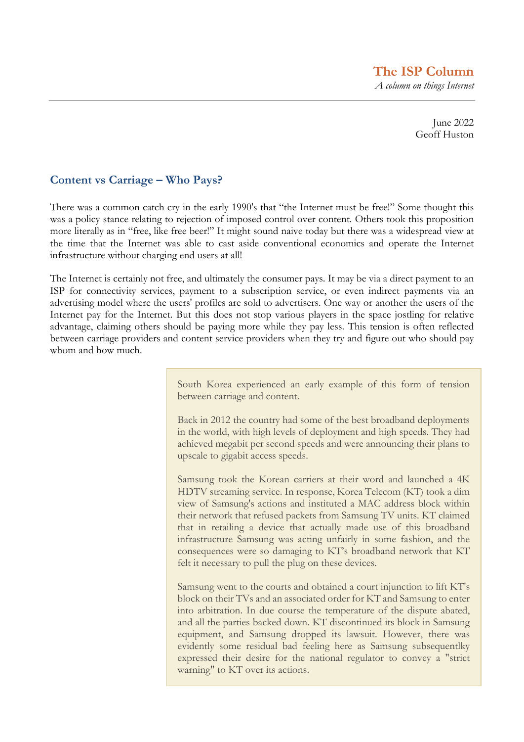# The ISP Column

*A column on things Internet*

June 2022
Geoff Huston

## Content vs Carriage – Who Pays?

There was a common catch cry in the early 1990's that "the Internet must be free!" Some thought this was a policy stance relating to rejection of imposed control over content. Others took this proposition more literally as in "free, like free beer!" It might sound naive today but there was a widespread view at the time that the Internet was able to cast aside conventional economics and operate the Internet infrastructure without charging end users at all!

The Internet is certainly not free, and ultimately the consumer pays. It may be via a direct payment to an ISP for connectivity services, payment to a subscription service, or even indirect payments via an advertising model where the users' profiles are sold to advertisers. One way or another the users of the Internet pay for the Internet. But this does not stop various players in the space jostling for relative advantage, claiming others should be paying more while they pay less. This tension is often reflected between carriage providers and content service providers when they try and figure out who should pay whom and how much.

> South Korea experienced an early example of this form of tension between carriage and content.
>
> Back in 2012 the country had some of the best broadband deployments in the world, with high levels of deployment and high speeds. They had achieved megabit per second speeds and were announcing their plans to upscale to gigabit access speeds.
>
> Samsung took the Korean carriers at their word and launched a 4K HDTV streaming service. In response, Korea Telecom (KT) took a dim view of Samsung's actions and instituted a MAC address block within their network that refused packets from Samsung TV units. KT claimed that in retailing a device that actually made use of this broadband infrastructure Samsung was acting unfairly in some fashion, and the consequences were so damaging to KT's broadband network that KT felt it necessary to pull the plug on these devices.
>
> Samsung went to the courts and obtained a court injunction to lift KT's block on their TVs and an associated order for KT and Samsung to enter into arbitration. In due course the temperature of the dispute abated, and all the parties backed down. KT discontinued its block in Samsung equipment, and Samsung dropped its lawsuit. However, there was evidently some residual bad feeling here as Samsung subsequentlky expressed their desire for the national regulator to convey a "strict warning" to KT over its actions.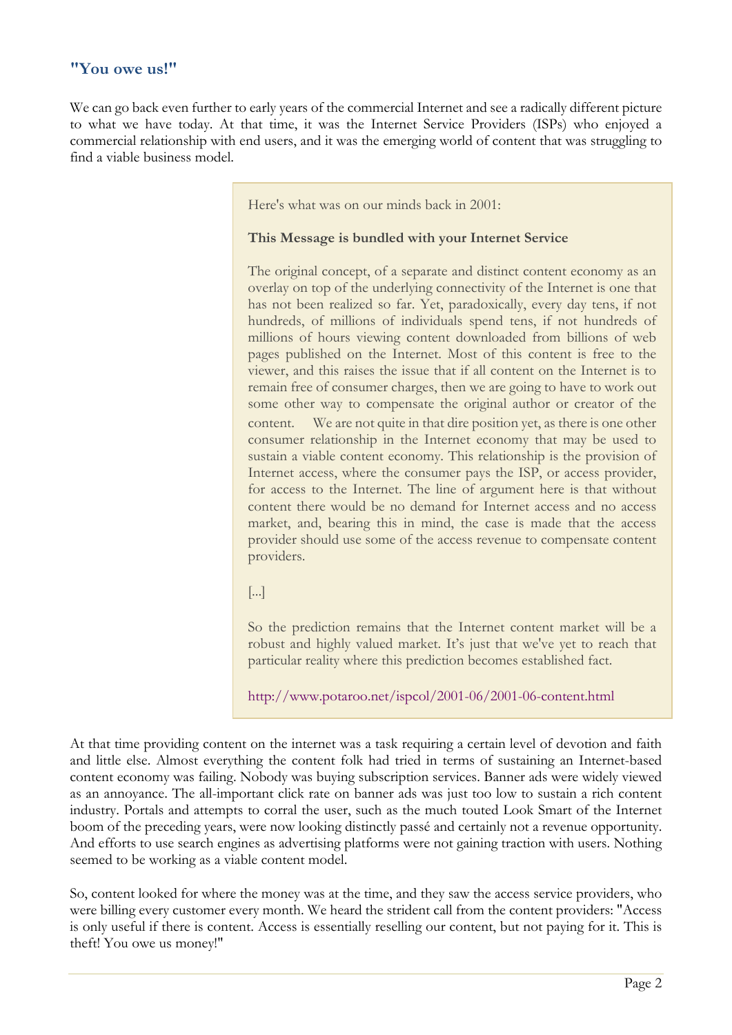## "You owe us!"

We can go back even further to early years of the commercial Internet and see a radically different picture to what we have today. At that time, it was the Internet Service Providers (ISPs) who enjoyed a commercial relationship with end users, and it was the emerging world of content that was struggling to find a viable business model.

> Here's what was on our minds back in 2001:
>
> **This Message is bundled with your Internet Service**
>
> The original concept, of a separate and distinct content economy as an overlay on top of the underlying connectivity of the Internet is one that has not been realized so far. Yet, paradoxically, every day tens, if not hundreds, of millions of individuals spend tens, if not hundreds of millions of hours viewing content downloaded from billions of web pages published on the Internet. Most of this content is free to the viewer, and this raises the issue that if all content on the Internet is to remain free of consumer charges, then we are going to have to work out some other way to compensate the original author or creator of the content. We are not quite in that dire position yet, as there is one other consumer relationship in the Internet economy that may be used to sustain a viable content economy. This relationship is the provision of Internet access, where the consumer pays the ISP, or access provider, for access to the Internet. The line of argument here is that without content there would be no demand for Internet access and no access market, and, bearing this in mind, the case is made that the access provider should use some of the access revenue to compensate content providers.
>
> [...]
>
> So the prediction remains that the Internet content market will be a robust and highly valued market. It's just that we've yet to reach that particular reality where this prediction becomes established fact.
>
> http://www.potaroo.net/ispcol/2001-06/2001-06-content.html

At that time providing content on the internet was a task requiring a certain level of devotion and faith and little else. Almost everything the content folk had tried in terms of sustaining an Internet-based content economy was failing. Nobody was buying subscription services. Banner ads were widely viewed as an annoyance. The all-important click rate on banner ads was just too low to sustain a rich content industry. Portals and attempts to corral the user, such as the much touted Look Smart of the Internet boom of the preceding years, were now looking distinctly passé and certainly not a revenue opportunity. And efforts to use search engines as advertising platforms were not gaining traction with users. Nothing seemed to be working as a viable content model.

So, content looked for where the money was at the time, and they saw the access service providers, who were billing every customer every month. We heard the strident call from the content providers: "Access is only useful if there is content. Access is essentially reselling our content, but not paying for it. This is theft! You owe us money!"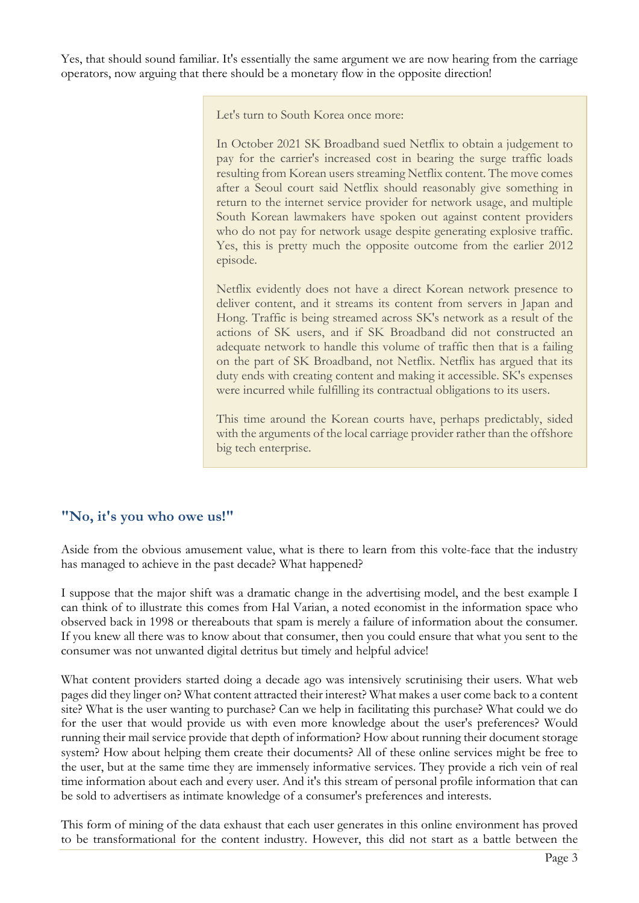Yes, that should sound familiar. It's essentially the same argument we are now hearing from the carriage operators, now arguing that there should be a monetary flow in the opposite direction!

> Let's turn to South Korea once more:
>
> In October 2021 SK Broadband sued Netflix to obtain a judgement to pay for the carrier's increased cost in bearing the surge traffic loads resulting from Korean users streaming Netflix content. The move comes after a Seoul court said Netflix should reasonably give something in return to the internet service provider for network usage, and multiple South Korean lawmakers have spoken out against content providers who do not pay for network usage despite generating explosive traffic. Yes, this is pretty much the opposite outcome from the earlier 2012 episode.
>
> Netflix evidently does not have a direct Korean network presence to deliver content, and it streams its content from servers in Japan and Hong. Traffic is being streamed across SK's network as a result of the actions of SK users, and if SK Broadband did not constructed an adequate network to handle this volume of traffic then that is a failing on the part of SK Broadband, not Netflix. Netflix has argued that its duty ends with creating content and making it accessible. SK's expenses were incurred while fulfilling its contractual obligations to its users.
>
> This time around the Korean courts have, perhaps predictably, sided with the arguments of the local carriage provider rather than the offshore big tech enterprise.

## "No, it's you who owe us!"

Aside from the obvious amusement value, what is there to learn from this volte-face that the industry has managed to achieve in the past decade? What happened?

I suppose that the major shift was a dramatic change in the advertising model, and the best example I can think of to illustrate this comes from Hal Varian, a noted economist in the information space who observed back in 1998 or thereabouts that spam is merely a failure of information about the consumer. If you knew all there was to know about that consumer, then you could ensure that what you sent to the consumer was not unwanted digital detritus but timely and helpful advice!

What content providers started doing a decade ago was intensively scrutinising their users. What web pages did they linger on? What content attracted their interest? What makes a user come back to a content site? What is the user wanting to purchase? Can we help in facilitating this purchase? What could we do for the user that would provide us with even more knowledge about the user's preferences? Would running their mail service provide that depth of information? How about running their document storage system? How about helping them create their documents? All of these online services might be free to the user, but at the same time they are immensely informative services. They provide a rich vein of real time information about each and every user. And it's this stream of personal profile information that can be sold to advertisers as intimate knowledge of a consumer's preferences and interests.

This form of mining of the data exhaust that each user generates in this online environment has proved to be transformational for the content industry. However, this did not start as a battle between the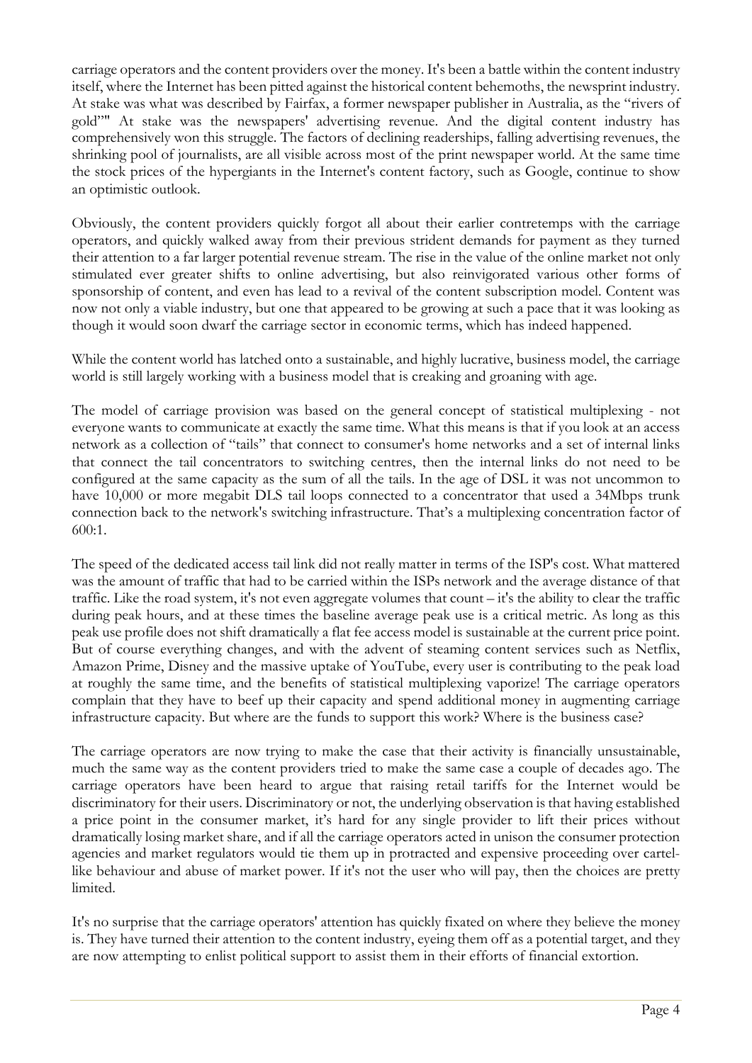carriage operators and the content providers over the money. It's been a battle within the content industry itself, where the Internet has been pitted against the historical content behemoths, the newsprint industry. At stake was what was described by Fairfax, a former newspaper publisher in Australia, as the "rivers of gold"" At stake was the newspapers' advertising revenue. And the digital content industry has comprehensively won this struggle. The factors of declining readerships, falling advertising revenues, the shrinking pool of journalists, are all visible across most of the print newspaper world. At the same time the stock prices of the hypergiants in the Internet's content factory, such as Google, continue to show an optimistic outlook.

Obviously, the content providers quickly forgot all about their earlier contretemps with the carriage operators, and quickly walked away from their previous strident demands for payment as they turned their attention to a far larger potential revenue stream. The rise in the value of the online market not only stimulated ever greater shifts to online advertising, but also reinvigorated various other forms of sponsorship of content, and even has lead to a revival of the content subscription model. Content was now not only a viable industry, but one that appeared to be growing at such a pace that it was looking as though it would soon dwarf the carriage sector in economic terms, which has indeed happened.

While the content world has latched onto a sustainable, and highly lucrative, business model, the carriage world is still largely working with a business model that is creaking and groaning with age.

The model of carriage provision was based on the general concept of statistical multiplexing - not everyone wants to communicate at exactly the same time. What this means is that if you look at an access network as a collection of "tails" that connect to consumer's home networks and a set of internal links that connect the tail concentrators to switching centres, then the internal links do not need to be configured at the same capacity as the sum of all the tails. In the age of DSL it was not uncommon to have 10,000 or more megabit DLS tail loops connected to a concentrator that used a 34Mbps trunk connection back to the network's switching infrastructure. That's a multiplexing concentration factor of 600:1.

The speed of the dedicated access tail link did not really matter in terms of the ISP's cost. What mattered was the amount of traffic that had to be carried within the ISPs network and the average distance of that traffic. Like the road system, it's not even aggregate volumes that count – it's the ability to clear the traffic during peak hours, and at these times the baseline average peak use is a critical metric. As long as this peak use profile does not shift dramatically a flat fee access model is sustainable at the current price point. But of course everything changes, and with the advent of steaming content services such as Netflix, Amazon Prime, Disney and the massive uptake of YouTube, every user is contributing to the peak load at roughly the same time, and the benefits of statistical multiplexing vaporize! The carriage operators complain that they have to beef up their capacity and spend additional money in augmenting carriage infrastructure capacity. But where are the funds to support this work? Where is the business case?

The carriage operators are now trying to make the case that their activity is financially unsustainable, much the same way as the content providers tried to make the same case a couple of decades ago. The carriage operators have been heard to argue that raising retail tariffs for the Internet would be discriminatory for their users. Discriminatory or not, the underlying observation is that having established a price point in the consumer market, it's hard for any single provider to lift their prices without dramatically losing market share, and if all the carriage operators acted in unison the consumer protection agencies and market regulators would tie them up in protracted and expensive proceeding over cartel-like behaviour and abuse of market power. If it's not the user who will pay, then the choices are pretty limited.

It's no surprise that the carriage operators' attention has quickly fixated on where they believe the money is. They have turned their attention to the content industry, eyeing them off as a potential target, and they are now attempting to enlist political support to assist them in their efforts of financial extortion.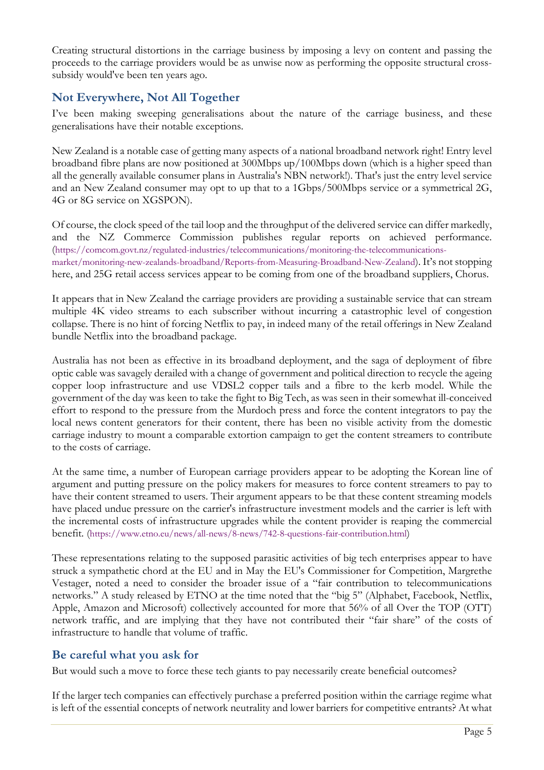Creating structural distortions in the carriage business by imposing a levy on content and passing the proceeds to the carriage providers would be as unwise now as performing the opposite structural cross-subsidy would've been ten years ago.

## Not Everywhere, Not All Together

I've been making sweeping generalisations about the nature of the carriage business, and these generalisations have their notable exceptions.

New Zealand is a notable case of getting many aspects of a national broadband network right! Entry level broadband fibre plans are now positioned at 300Mbps up/100Mbps down (which is a higher speed than all the generally available consumer plans in Australia's NBN network!). That's just the entry level service and an New Zealand consumer may opt to up that to a 1Gbps/500Mbps service or a symmetrical 2G, 4G or 8G service on XGSPON).

Of course, the clock speed of the tail loop and the throughput of the delivered service can differ markedly, and the NZ Commerce Commission publishes regular reports on achieved performance. (https://comcom.govt.nz/regulated-industries/telecommunications/monitoring-the-telecommunications-market/monitoring-new-zealands-broadband/Reports-from-Measuring-Broadband-New-Zealand). It's not stopping here, and 25G retail access services appear to be coming from one of the broadband suppliers, Chorus.

It appears that in New Zealand the carriage providers are providing a sustainable service that can stream multiple 4K video streams to each subscriber without incurring a catastrophic level of congestion collapse. There is no hint of forcing Netflix to pay, in indeed many of the retail offerings in New Zealand bundle Netflix into the broadband package.

Australia has not been as effective in its broadband deployment, and the saga of deployment of fibre optic cable was savagely derailed with a change of government and political direction to recycle the ageing copper loop infrastructure and use VDSL2 copper tails and a fibre to the kerb model. While the government of the day was keen to take the fight to Big Tech, as was seen in their somewhat ill-conceived effort to respond to the pressure from the Murdoch press and force the content integrators to pay the local news content generators for their content, there has been no visible activity from the domestic carriage industry to mount a comparable extortion campaign to get the content streamers to contribute to the costs of carriage.

At the same time, a number of European carriage providers appear to be adopting the Korean line of argument and putting pressure on the policy makers for measures to force content streamers to pay to have their content streamed to users. Their argument appears to be that these content streaming models have placed undue pressure on the carrier's infrastructure investment models and the carrier is left with the incremental costs of infrastructure upgrades while the content provider is reaping the commercial benefit. (https://www.etno.eu/news/all-news/8-news/742-8-questions-fair-contribution.html)

These representations relating to the supposed parasitic activities of big tech enterprises appear to have struck a sympathetic chord at the EU and in May the EU's Commissioner for Competition, Margrethe Vestager, noted a need to consider the broader issue of a "fair contribution to telecommunications networks." A study released by ETNO at the time noted that the "big 5" (Alphabet, Facebook, Netflix, Apple, Amazon and Microsoft) collectively accounted for more that 56% of all Over the TOP (OTT) network traffic, and are implying that they have not contributed their "fair share" of the costs of infrastructure to handle that volume of traffic.

## Be careful what you ask for

But would such a move to force these tech giants to pay necessarily create beneficial outcomes?

If the larger tech companies can effectively purchase a preferred position within the carriage regime what is left of the essential concepts of network neutrality and lower barriers for competitive entrants? At what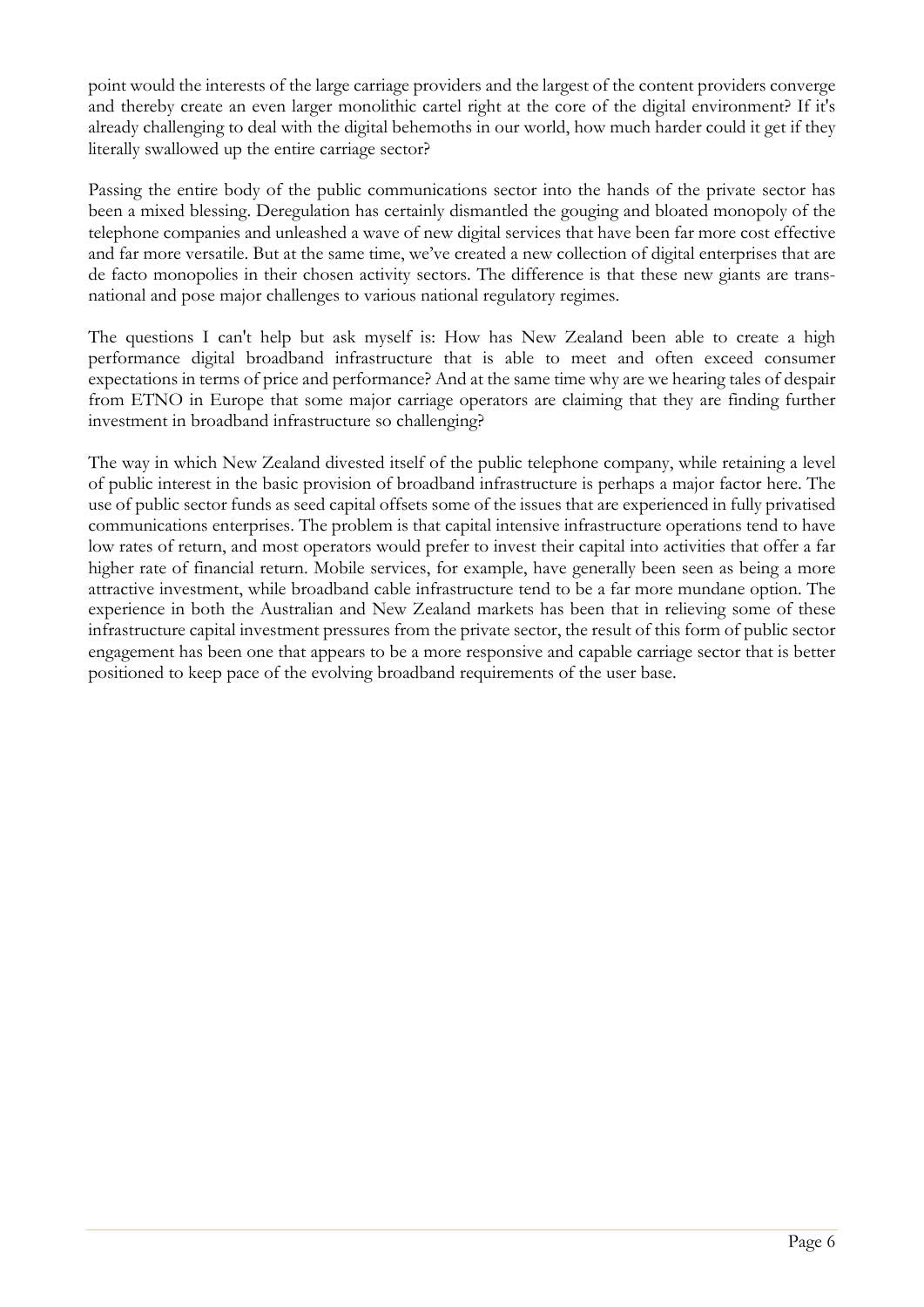point would the interests of the large carriage providers and the largest of the content providers converge and thereby create an even larger monolithic cartel right at the core of the digital environment? If it's already challenging to deal with the digital behemoths in our world, how much harder could it get if they literally swallowed up the entire carriage sector?

Passing the entire body of the public communications sector into the hands of the private sector has been a mixed blessing. Deregulation has certainly dismantled the gouging and bloated monopoly of the telephone companies and unleashed a wave of new digital services that have been far more cost effective and far more versatile. But at the same time, we've created a new collection of digital enterprises that are de facto monopolies in their chosen activity sectors. The difference is that these new giants are trans-national and pose major challenges to various national regulatory regimes.

The questions I can't help but ask myself is: How has New Zealand been able to create a high performance digital broadband infrastructure that is able to meet and often exceed consumer expectations in terms of price and performance? And at the same time why are we hearing tales of despair from ETNO in Europe that some major carriage operators are claiming that they are finding further investment in broadband infrastructure so challenging?

The way in which New Zealand divested itself of the public telephone company, while retaining a level of public interest in the basic provision of broadband infrastructure is perhaps a major factor here. The use of public sector funds as seed capital offsets some of the issues that are experienced in fully privatised communications enterprises. The problem is that capital intensive infrastructure operations tend to have low rates of return, and most operators would prefer to invest their capital into activities that offer a far higher rate of financial return. Mobile services, for example, have generally been seen as being a more attractive investment, while broadband cable infrastructure tend to be a far more mundane option. The experience in both the Australian and New Zealand markets has been that in relieving some of these infrastructure capital investment pressures from the private sector, the result of this form of public sector engagement has been one that appears to be a more responsive and capable carriage sector that is better positioned to keep pace of the evolving broadband requirements of the user base.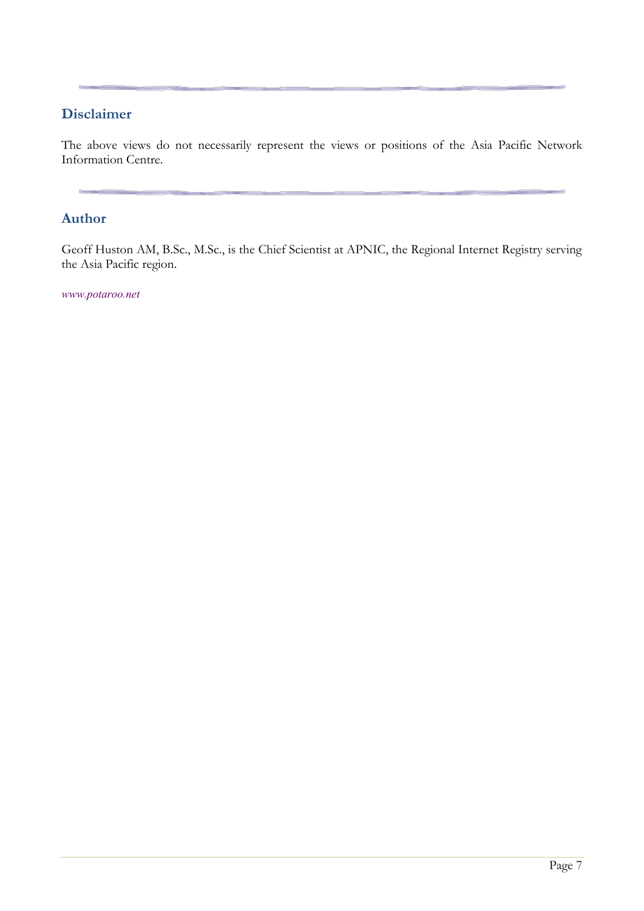## Disclaimer

The above views do not necessarily represent the views or positions of the Asia Pacific Network Information Centre.

## Author

Geoff Huston AM, B.Sc., M.Sc., is the Chief Scientist at APNIC, the Regional Internet Registry serving the Asia Pacific region.

*www.potaroo.net*